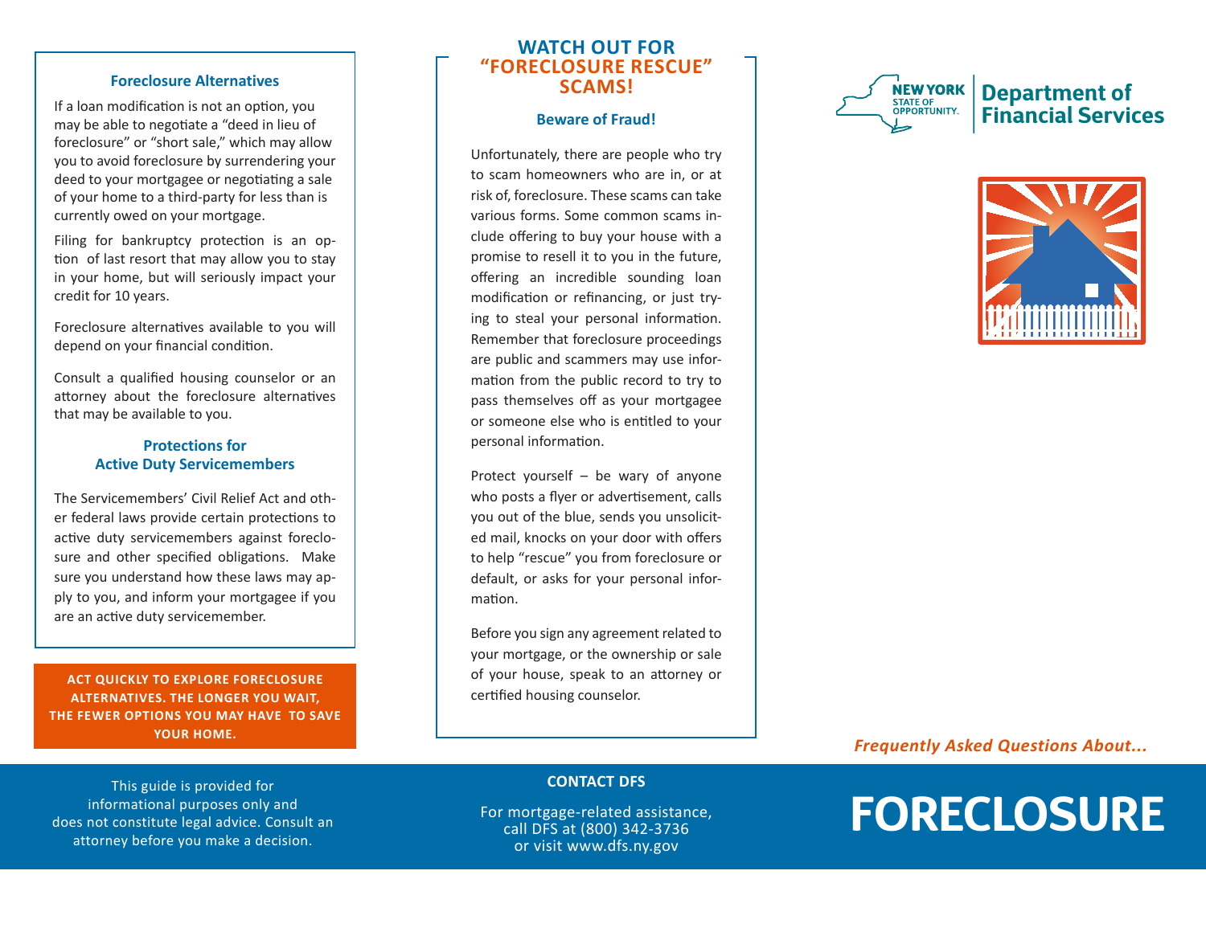## Foreclosure Alternatives

If a loan modification is not an option, you may be able to negotiate a "deed in lieu of foreclosure" or "short sale," which may allow you to avoid foreclosure by surrendering your deed to your mortgagee or negotiating a sale of your home to a third-party for less than is currently owed on your mortgage.

Filing for bankruptcy protection is an option of last resort that may allow you to stay in your home, but will seriously impact your credit for 10 years.

Foreclosure alternatives available to you will depend on your financial condition.

Consult a qualified housing counselor or an attorney about the foreclosure alternatives that may be available to you.

## Protections for Active Duty Servicemembers

The Servicemembers' Civil Relief Act and other federal laws provide certain protections to active duty servicemembers against foreclosure and other specified obligations. Make sure you understand how these laws may apply to you, and inform your mortgagee if you are an active duty servicemember.

**ACT QUICKLY TO EXPLORE FORECLOSURE ALTERNATIVES. THE LONGER YOU WAIT, THE FEWER OPTIONS YOU MAY HAVE TO SAVE YOUR HOME.**

This guide is provided for informational purposes only and does not constitute legal advice. Consult an attorney before you make a decision.

## WATCH OUT FOR "FORECLOSURE RESCUE" SCAMS!

### Beware of Fraud!

Unfortunately, there are people who try to scam homeowners who are in, or at risk of, foreclosure. These scams can take various forms. Some common scams include offering to buy your house with a promise to resell it to you in the future, offering an incredible sounding loan modification or refinancing, or just trying to steal your personal information. Remember that foreclosure proceedings are public and scammers may use information from the public record to try to pass themselves off as your mortgagee or someone else who is entitled to your personal information.

Protect yourself – be wary of anyone who posts a flyer or advertisement, calls you out of the blue, sends you unsolicited mail, knocks on your door with offers to help "rescue" you from foreclosure or default, or asks for your personal information.

Before you sign any agreement related to your mortgage, or the ownership or sale of your house, speak to an attorney or certified housing counselor.

### CONTACT DFS

For mortgage-related assistance, call DFS at (800) 342-3736 or visit www.dfs.ny.gov

NEW YORK STATE OF OPPORTUNITY. | Department of Financial Services

*Frequently Asked Questions About...*

# FORECLOSURE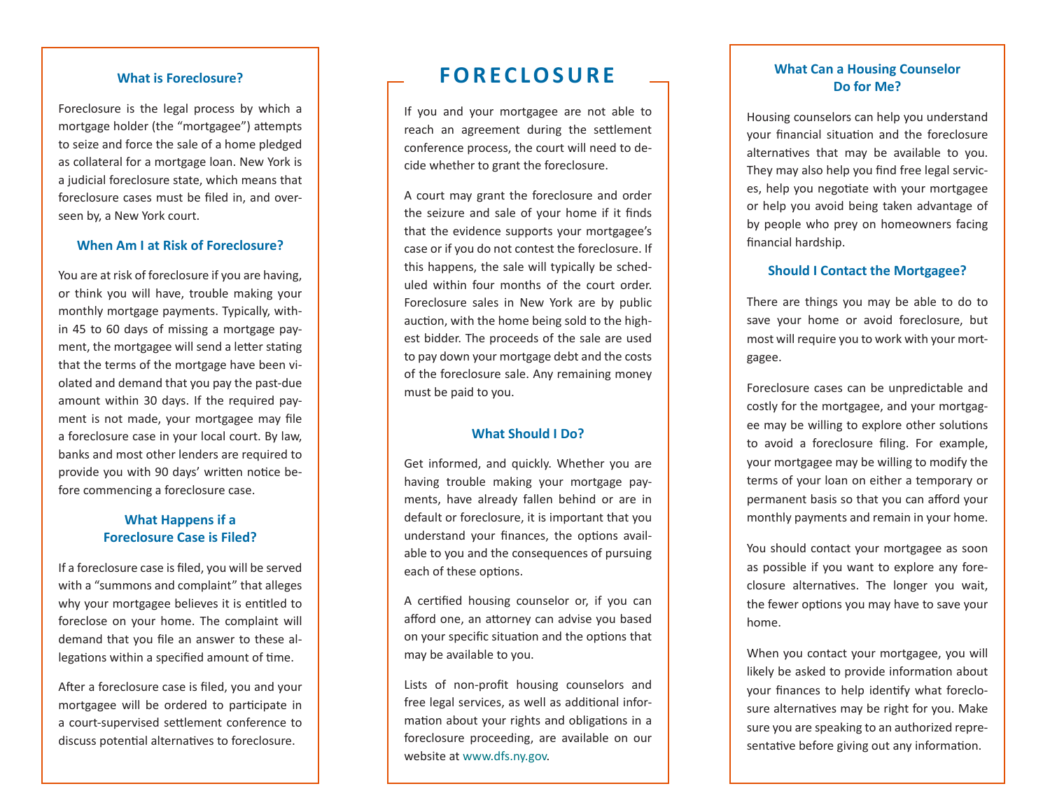## What is Foreclosure?

Foreclosure is the legal process by which a mortgage holder (the "mortgagee") attempts to seize and force the sale of a home pledged as collateral for a mortgage loan. New York is a judicial foreclosure state, which means that foreclosure cases must be filed in, and overseen by, a New York court.

## When Am I at Risk of Foreclosure?

You are at risk of foreclosure if you are having, or think you will have, trouble making your monthly mortgage payments. Typically, within 45 to 60 days of missing a mortgage payment, the mortgagee will send a letter stating that the terms of the mortgage have been violated and demand that you pay the past-due amount within 30 days. If the required payment is not made, your mortgagee may file a foreclosure case in your local court. By law, banks and most other lenders are required to provide you with 90 days' written notice before commencing a foreclosure case.

## What Happens if a Foreclosure Case is Filed?

If a foreclosure case is filed, you will be served with a "summons and complaint" that alleges why your mortgagee believes it is entitled to foreclose on your home. The complaint will demand that you file an answer to these allegations within a specified amount of time.

After a foreclosure case is filed, you and your mortgagee will be ordered to participate in a court-supervised settlement conference to discuss potential alternatives to foreclosure.

# FORECLOSURE

If you and your mortgagee are not able to reach an agreement during the settlement conference process, the court will need to decide whether to grant the foreclosure.

A court may grant the foreclosure and order the seizure and sale of your home if it finds that the evidence supports your mortgagee's case or if you do not contest the foreclosure. If this happens, the sale will typically be scheduled within four months of the court order. Foreclosure sales in New York are by public auction, with the home being sold to the highest bidder. The proceeds of the sale are used to pay down your mortgage debt and the costs of the foreclosure sale. Any remaining money must be paid to you.

## What Should I Do?

Get informed, and quickly. Whether you are having trouble making your mortgage payments, have already fallen behind or are in default or foreclosure, it is important that you understand your finances, the options available to you and the consequences of pursuing each of these options.

A certified housing counselor or, if you can afford one, an attorney can advise you based on your specific situation and the options that may be available to you.

Lists of non-profit housing counselors and free legal services, as well as additional information about your rights and obligations in a foreclosure proceeding, are available on our website at www.dfs.ny.gov.

## What Can a Housing Counselor Do for Me?

Housing counselors can help you understand your financial situation and the foreclosure alternatives that may be available to you. They may also help you find free legal services, help you negotiate with your mortgagee or help you avoid being taken advantage of by people who prey on homeowners facing financial hardship.

## Should I Contact the Mortgagee?

There are things you may be able to do to save your home or avoid foreclosure, but most will require you to work with your mortgagee.

Foreclosure cases can be unpredictable and costly for the mortgagee, and your mortgagee may be willing to explore other solutions to avoid a foreclosure filing. For example, your mortgagee may be willing to modify the terms of your loan on either a temporary or permanent basis so that you can afford your monthly payments and remain in your home.

You should contact your mortgagee as soon as possible if you want to explore any foreclosure alternatives. The longer you wait, the fewer options you may have to save your home.

When you contact your mortgagee, you will likely be asked to provide information about your finances to help identify what foreclosure alternatives may be right for you. Make sure you are speaking to an authorized representative before giving out any information.